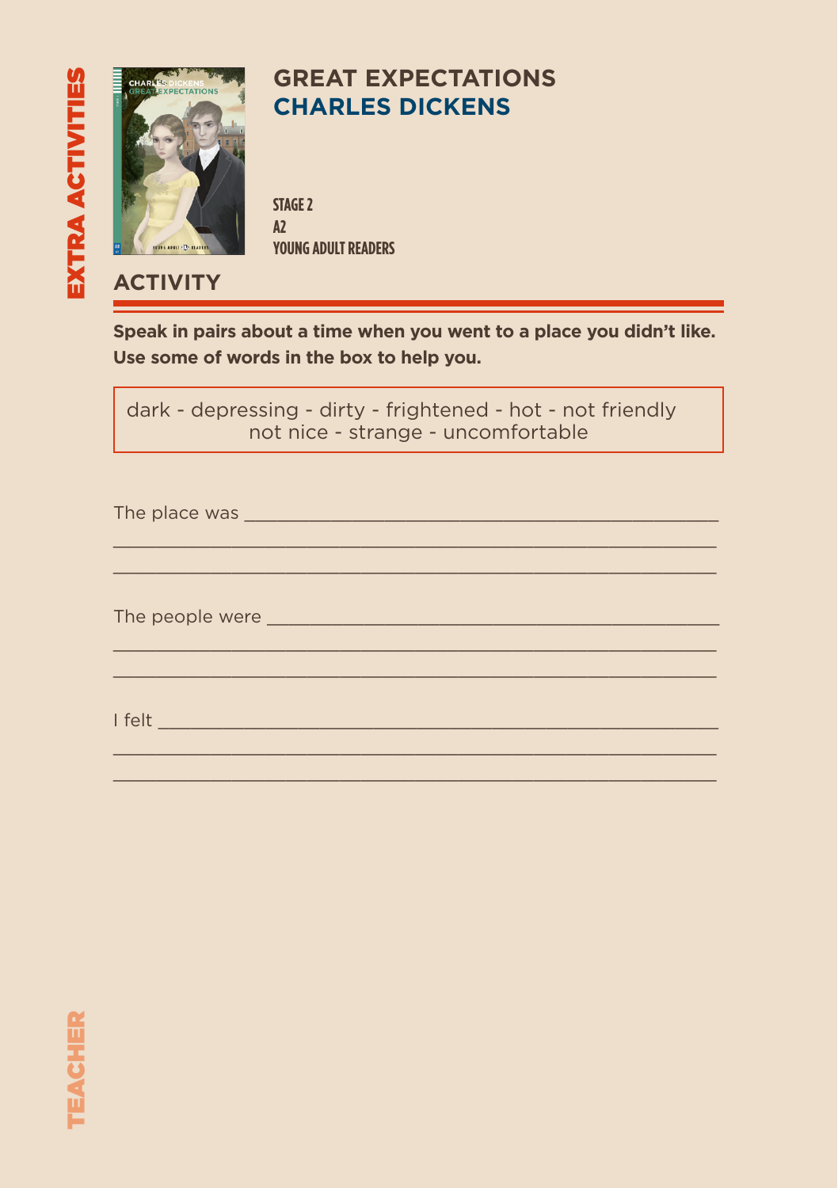EXTRA ACTIVITIES

# GREAT EXPECTATIONS
## CHARLES DICKENS

STAGE 2
A2
YOUNG ADULT READERS

## ACTIVITY

**Speak in pairs about a time when you went to a place you didn't like. Use some of words in the box to help you.**

| dark - depressing - dirty - frightened - hot - not friendly<br>not nice - strange - uncomfortable |
|---|

The place was ____________________________________________
____________________________________________
____________________________________________

The people were ____________________________________________
____________________________________________
____________________________________________

I felt ____________________________________________
____________________________________________
____________________________________________

TEACHER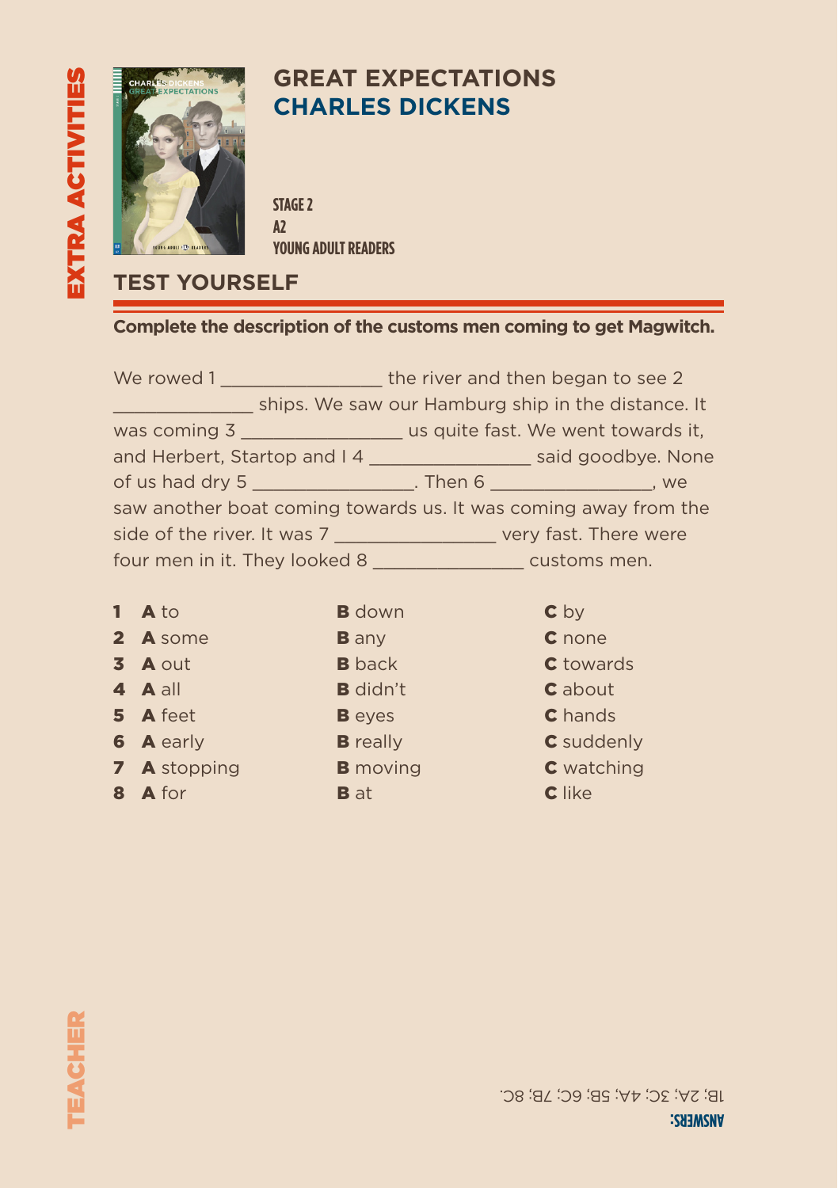EXTRA ACTIVITIES

# GREAT EXPECTATIONS
## CHARLES DICKENS

STAGE 2
A2
YOUNG ADULT READERS

## TEST YOURSELF

**Complete the description of the customs men coming to get Magwitch.**

We rowed 1 _______________ the river and then began to see 2 _____________ ships. We saw our Hamburg ship in the distance. It was coming 3 _______________ us quite fast. We went towards it, and Herbert, Startop and I 4 _______________ said goodbye. None of us had dry 5 _______________. Then 6 _______________, we saw another boat coming towards us. It was coming away from the side of the river. It was 7 _______________ very fast. There were four men in it. They looked 8 ______________ customs men.

| | A | B | C |
|---|---|---|---|
| **1** | **A** to | **B** down | **C** by |
| **2** | **A** some | **B** any | **C** none |
| **3** | **A** out | **B** back | **C** towards |
| **4** | **A** all | **B** didn't | **C** about |
| **5** | **A** feet | **B** eyes | **C** hands |
| **6** | **A** early | **B** really | **C** suddenly |
| **7** | **A** stopping | **B** moving | **C** watching |
| **8** | **A** for | **B** at | **C** like |

TEACHER

**ANSWERS:**
1B; 2A; 3C; 4A; 5B; 6C; 7B; 8C.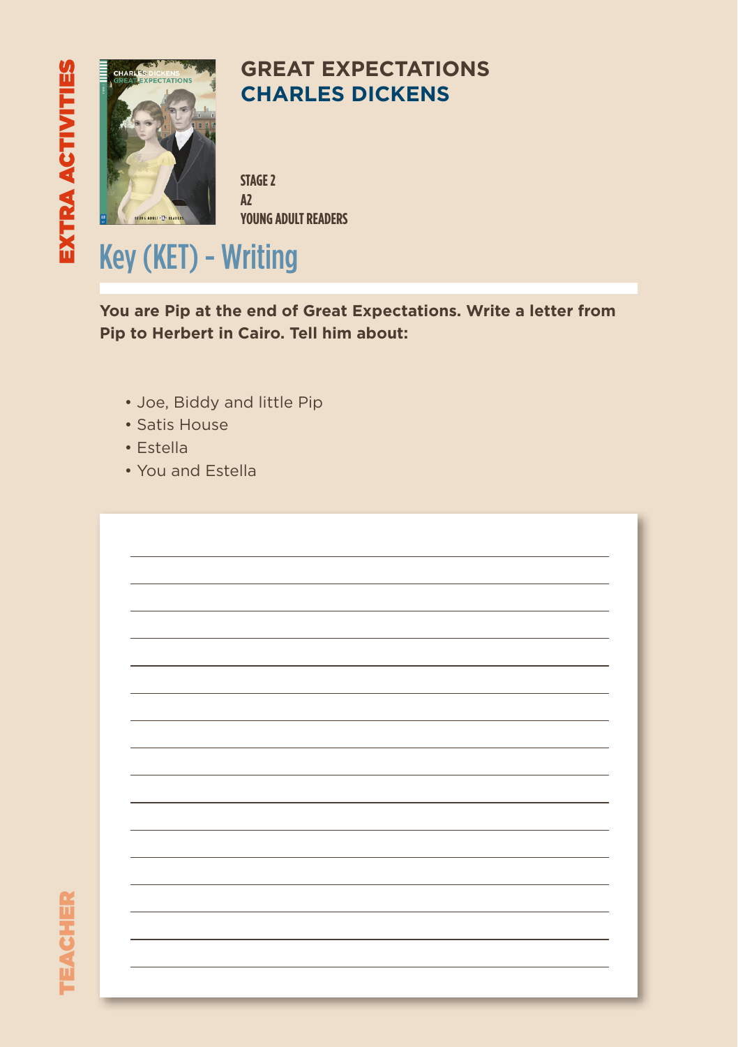EXTRA ACTIVITIES

# GREAT EXPECTATIONS
## CHARLES DICKENS

STAGE 2
A2
YOUNG ADULT READERS

# Key (KET) - Writing

**You are Pip at the end of Great Expectations. Write a letter from Pip to Herbert in Cairo. Tell him about:**

- Joe, Biddy and little Pip
- Satis House
- Estella
- You and Estella

TEACHER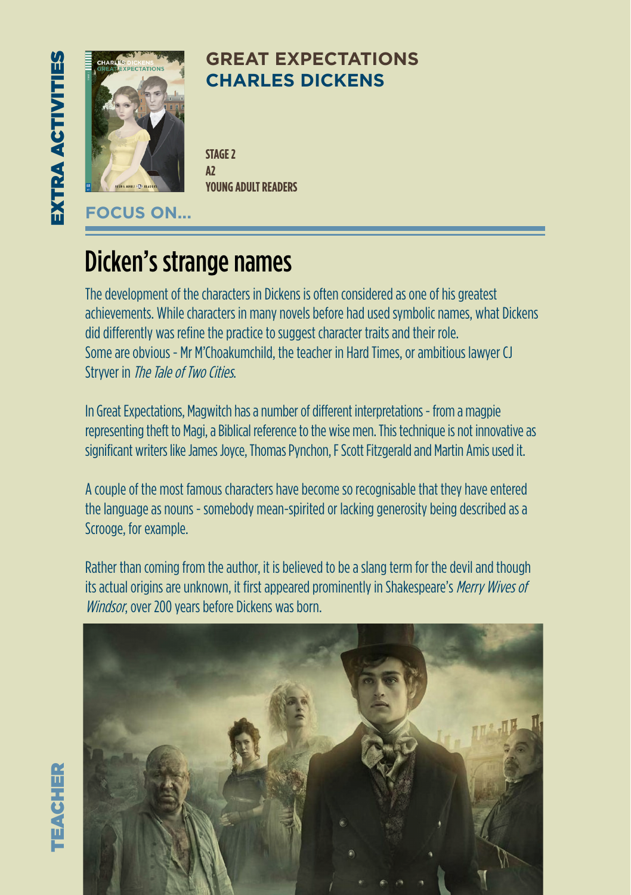EXTRA ACTIVITIES

# GREAT EXPECTATIONS
## CHARLES DICKENS

**STAGE 2**
**A2**
**YOUNG ADULT READERS**

**FOCUS ON...**

## Dicken's strange names

The development of the characters in Dickens is often considered as one of his greatest achievements. While characters in many novels before had used symbolic names, what Dickens did differently was refine the practice to suggest character traits and their role. Some are obvious - Mr M'Choakumchild, the teacher in Hard Times, or ambitious lawyer CJ Stryver in *The Tale of Two Cities*.

In Great Expectations, Magwitch has a number of different interpretations - from a magpie representing theft to Magi, a Biblical reference to the wise men. This technique is not innovative as significant writers like James Joyce, Thomas Pynchon, F Scott Fitzgerald and Martin Amis used it.

A couple of the most famous characters have become so recognisable that they have entered the language as nouns - somebody mean-spirited or lacking generosity being described as a Scrooge, for example.

Rather than coming from the author, it is believed to be a slang term for the devil and though its actual origins are unknown, it first appeared prominently in Shakespeare's *Merry Wives of Windsor*, over 200 years before Dickens was born.

TEACHER